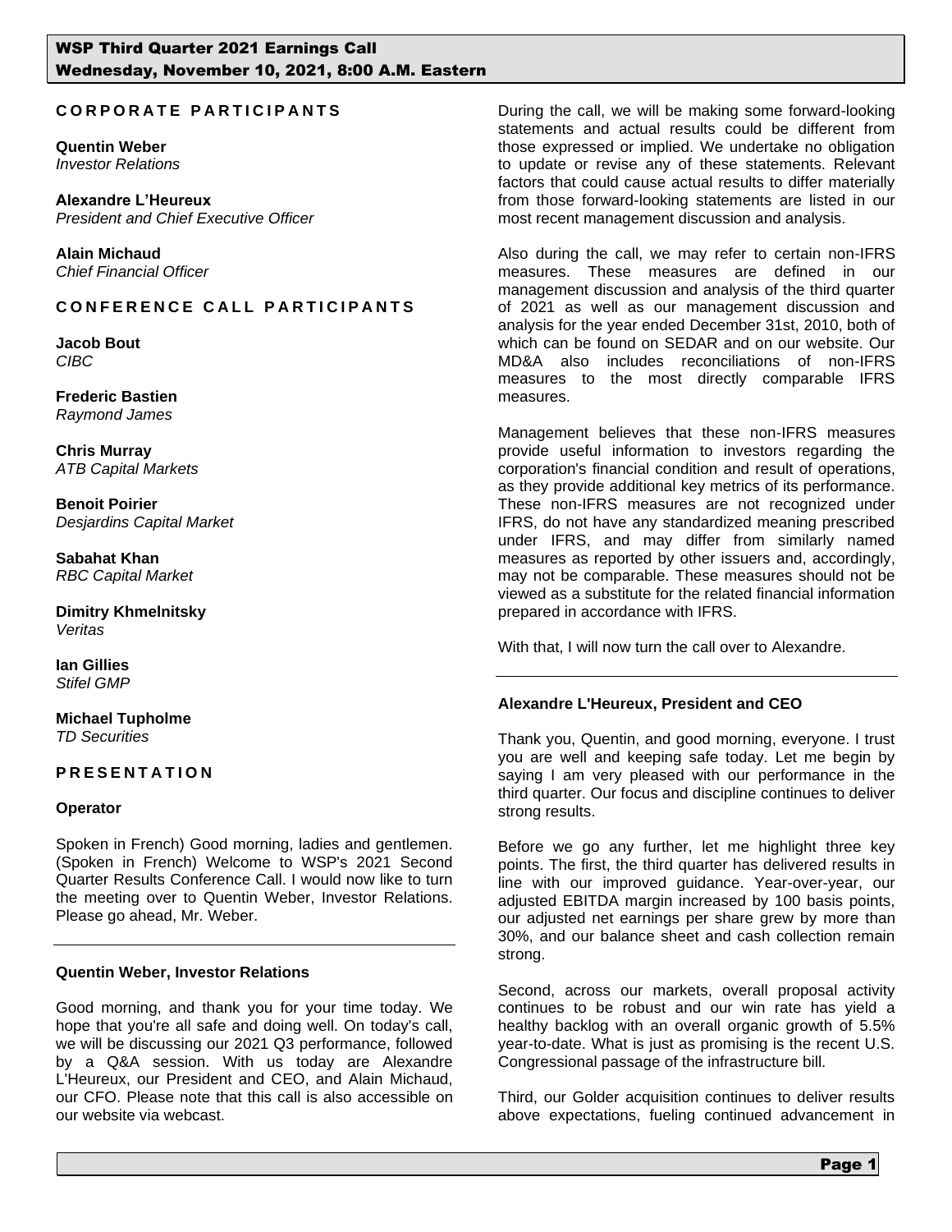# WSP Third Quarter 2021 Earnings Call
## Wednesday, November 10, 2021, 8:00 A.M. Eastern

**CORPORATE PARTICIPANTS**

**Quentin Weber**
*Investor Relations*

**Alexandre L'Heureux**
*President and Chief Executive Officer*

**Alain Michaud**
*Chief Financial Officer*

**CONFERENCE CALL PARTICIPANTS**

**Jacob Bout**
*CIBC*

**Frederic Bastien**
*Raymond James*

**Chris Murray**
*ATB Capital Markets*

**Benoit Poirier**
*Desjardins Capital Market*

**Sabahat Khan**
*RBC Capital Market*

**Dimitry Khmelnitsky**
*Veritas*

**Ian Gillies**
*Stifel GMP*

**Michael Tupholme**
*TD Securities*

**PRESENTATION**

**Operator**

Spoken in French) Good morning, ladies and gentlemen. (Spoken in French) Welcome to WSP's 2021 Second Quarter Results Conference Call. I would now like to turn the meeting over to Quentin Weber, Investor Relations. Please go ahead, Mr. Weber.

---

**Quentin Weber, Investor Relations**

Good morning, and thank you for your time today. We hope that you're all safe and doing well. On today's call, we will be discussing our 2021 Q3 performance, followed by a Q&A session. With us today are Alexandre L'Heureux, our President and CEO, and Alain Michaud, our CFO. Please note that this call is also accessible on our website via webcast.

During the call, we will be making some forward-looking statements and actual results could be different from those expressed or implied. We undertake no obligation to update or revise any of these statements. Relevant factors that could cause actual results to differ materially from those forward-looking statements are listed in our most recent management discussion and analysis.

Also during the call, we may refer to certain non-IFRS measures. These measures are defined in our management discussion and analysis of the third quarter of 2021 as well as our management discussion and analysis for the year ended December 31st, 2010, both of which can be found on SEDAR and on our website. Our MD&A also includes reconciliations of non-IFRS measures to the most directly comparable IFRS measures.

Management believes that these non-IFRS measures provide useful information to investors regarding the corporation's financial condition and result of operations, as they provide additional key metrics of its performance. These non-IFRS measures are not recognized under IFRS, do not have any standardized meaning prescribed under IFRS, and may differ from similarly named measures as reported by other issuers and, accordingly, may not be comparable. These measures should not be viewed as a substitute for the related financial information prepared in accordance with IFRS.

With that, I will now turn the call over to Alexandre.

---

**Alexandre L'Heureux, President and CEO**

Thank you, Quentin, and good morning, everyone. I trust you are well and keeping safe today. Let me begin by saying I am very pleased with our performance in the third quarter. Our focus and discipline continues to deliver strong results.

Before we go any further, let me highlight three key points. The first, the third quarter has delivered results in line with our improved guidance. Year-over-year, our adjusted EBITDA margin increased by 100 basis points, our adjusted net earnings per share grew by more than 30%, and our balance sheet and cash collection remain strong.

Second, across our markets, overall proposal activity continues to be robust and our win rate has yield a healthy backlog with an overall organic growth of 5.5% year-to-date. What is just as promising is the recent U.S. Congressional passage of the infrastructure bill.

Third, our Golder acquisition continues to deliver results above expectations, fueling continued advancement in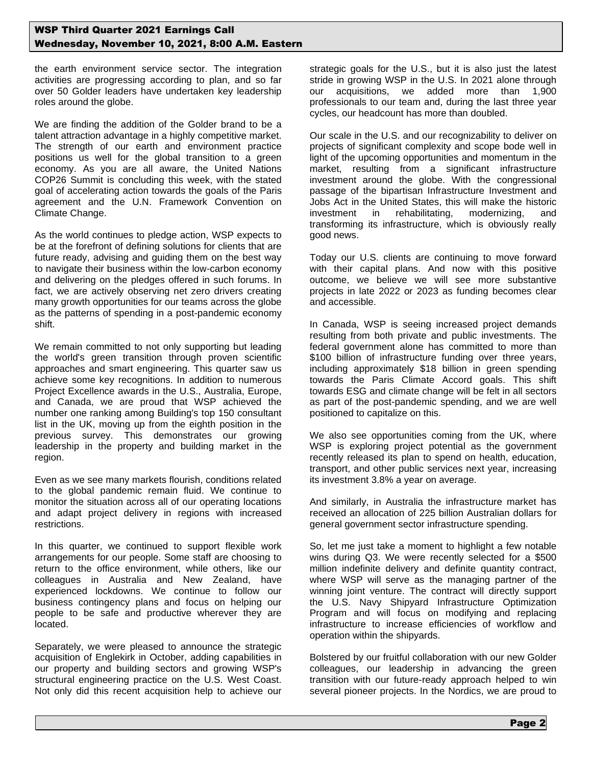the earth environment service sector. The integration activities are progressing according to plan, and so far over 50 Golder leaders have undertaken key leadership roles around the globe.

We are finding the addition of the Golder brand to be a talent attraction advantage in a highly competitive market. The strength of our earth and environment practice positions us well for the global transition to a green economy. As you are all aware, the United Nations COP26 Summit is concluding this week, with the stated goal of accelerating action towards the goals of the Paris agreement and the U.N. Framework Convention on Climate Change.

As the world continues to pledge action, WSP expects to be at the forefront of defining solutions for clients that are future ready, advising and guiding them on the best way to navigate their business within the low-carbon economy and delivering on the pledges offered in such forums. In fact, we are actively observing net zero drivers creating many growth opportunities for our teams across the globe as the patterns of spending in a post-pandemic economy shift.

We remain committed to not only supporting but leading the world's green transition through proven scientific approaches and smart engineering. This quarter saw us achieve some key recognitions. In addition to numerous Project Excellence awards in the U.S., Australia, Europe, and Canada, we are proud that WSP achieved the number one ranking among Building's top 150 consultant list in the UK, moving up from the eighth position in the previous survey. This demonstrates our growing leadership in the property and building market in the region.

Even as we see many markets flourish, conditions related to the global pandemic remain fluid. We continue to monitor the situation across all of our operating locations and adapt project delivery in regions with increased restrictions.

In this quarter, we continued to support flexible work arrangements for our people. Some staff are choosing to return to the office environment, while others, like our colleagues in Australia and New Zealand, have experienced lockdowns. We continue to follow our business contingency plans and focus on helping our people to be safe and productive wherever they are located.

Separately, we were pleased to announce the strategic acquisition of Englekirk in October, adding capabilities in our property and building sectors and growing WSP's structural engineering practice on the U.S. West Coast. Not only did this recent acquisition help to achieve our strategic goals for the U.S., but it is also just the latest stride in growing WSP in the U.S. In 2021 alone through our acquisitions, we added more than 1,900 professionals to our team and, during the last three year cycles, our headcount has more than doubled.

Our scale in the U.S. and our recognizability to deliver on projects of significant complexity and scope bode well in light of the upcoming opportunities and momentum in the market, resulting from a significant infrastructure investment around the globe. With the congressional passage of the bipartisan Infrastructure Investment and Jobs Act in the United States, this will make the historic investment in rehabilitating, modernizing, and transforming its infrastructure, which is obviously really good news.

Today our U.S. clients are continuing to move forward with their capital plans. And now with this positive outcome, we believe we will see more substantive projects in late 2022 or 2023 as funding becomes clear and accessible.

In Canada, WSP is seeing increased project demands resulting from both private and public investments. The federal government alone has committed to more than $100 billion of infrastructure funding over three years, including approximately $18 billion in green spending towards the Paris Climate Accord goals. This shift towards ESG and climate change will be felt in all sectors as part of the post-pandemic spending, and we are well positioned to capitalize on this.

We also see opportunities coming from the UK, where WSP is exploring project potential as the government recently released its plan to spend on health, education, transport, and other public services next year, increasing its investment 3.8% a year on average.

And similarly, in Australia the infrastructure market has received an allocation of 225 billion Australian dollars for general government sector infrastructure spending.

So, let me just take a moment to highlight a few notable wins during Q3. We were recently selected for a $500 million indefinite delivery and definite quantity contract, where WSP will serve as the managing partner of the winning joint venture. The contract will directly support the U.S. Navy Shipyard Infrastructure Optimization Program and will focus on modifying and replacing infrastructure to increase efficiencies of workflow and operation within the shipyards.

Bolstered by our fruitful collaboration with our new Golder colleagues, our leadership in advancing the green transition with our future-ready approach helped to win several pioneer projects. In the Nordics, we are proud to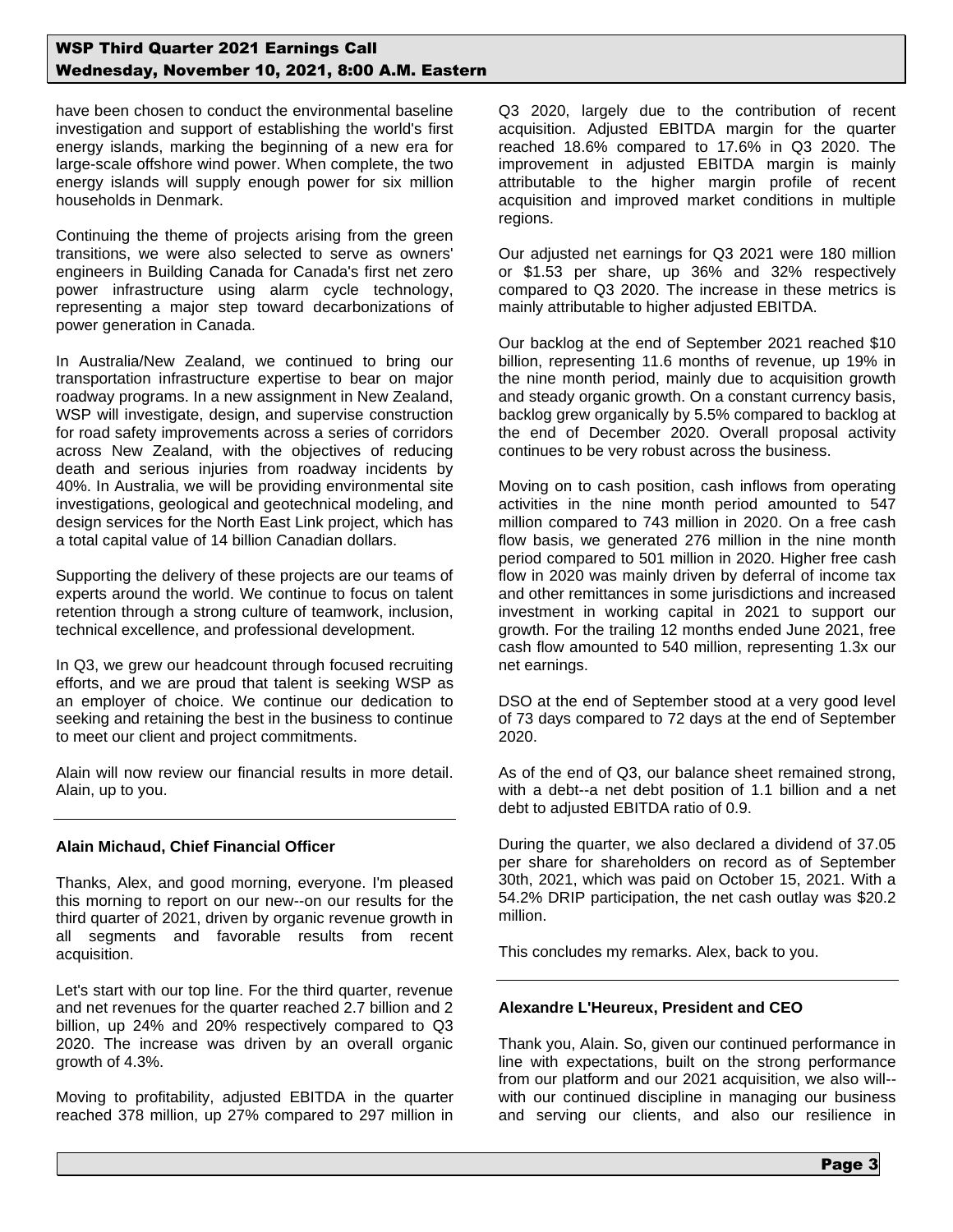have been chosen to conduct the environmental baseline investigation and support of establishing the world's first energy islands, marking the beginning of a new era for large-scale offshore wind power. When complete, the two energy islands will supply enough power for six million households in Denmark.

Continuing the theme of projects arising from the green transitions, we were also selected to serve as owners' engineers in Building Canada for Canada's first net zero power infrastructure using alarm cycle technology, representing a major step toward decarbonizations of power generation in Canada.

In Australia/New Zealand, we continued to bring our transportation infrastructure expertise to bear on major roadway programs. In a new assignment in New Zealand, WSP will investigate, design, and supervise construction for road safety improvements across a series of corridors across New Zealand, with the objectives of reducing death and serious injuries from roadway incidents by 40%. In Australia, we will be providing environmental site investigations, geological and geotechnical modeling, and design services for the North East Link project, which has a total capital value of 14 billion Canadian dollars.

Supporting the delivery of these projects are our teams of experts around the world. We continue to focus on talent retention through a strong culture of teamwork, inclusion, technical excellence, and professional development.

In Q3, we grew our headcount through focused recruiting efforts, and we are proud that talent is seeking WSP as an employer of choice. We continue our dedication to seeking and retaining the best in the business to continue to meet our client and project commitments.

Alain will now review our financial results in more detail. Alain, up to you.

---

**Alain Michaud, Chief Financial Officer**

Thanks, Alex, and good morning, everyone. I'm pleased this morning to report on our new--on our results for the third quarter of 2021, driven by organic revenue growth in all segments and favorable results from recent acquisition.

Let's start with our top line. For the third quarter, revenue and net revenues for the quarter reached 2.7 billion and 2 billion, up 24% and 20% respectively compared to Q3 2020. The increase was driven by an overall organic growth of 4.3%.

Moving to profitability, adjusted EBITDA in the quarter reached 378 million, up 27% compared to 297 million in Q3 2020, largely due to the contribution of recent acquisition. Adjusted EBITDA margin for the quarter reached 18.6% compared to 17.6% in Q3 2020. The improvement in adjusted EBITDA margin is mainly attributable to the higher margin profile of recent acquisition and improved market conditions in multiple regions.

Our adjusted net earnings for Q3 2021 were 180 million or $1.53 per share, up 36% and 32% respectively compared to Q3 2020. The increase in these metrics is mainly attributable to higher adjusted EBITDA.

Our backlog at the end of September 2021 reached $10 billion, representing 11.6 months of revenue, up 19% in the nine month period, mainly due to acquisition growth and steady organic growth. On a constant currency basis, backlog grew organically by 5.5% compared to backlog at the end of December 2020. Overall proposal activity continues to be very robust across the business.

Moving on to cash position, cash inflows from operating activities in the nine month period amounted to 547 million compared to 743 million in 2020. On a free cash flow basis, we generated 276 million in the nine month period compared to 501 million in 2020. Higher free cash flow in 2020 was mainly driven by deferral of income tax and other remittances in some jurisdictions and increased investment in working capital in 2021 to support our growth. For the trailing 12 months ended June 2021, free cash flow amounted to 540 million, representing 1.3x our net earnings.

DSO at the end of September stood at a very good level of 73 days compared to 72 days at the end of September 2020.

As of the end of Q3, our balance sheet remained strong, with a debt--a net debt position of 1.1 billion and a net debt to adjusted EBITDA ratio of 0.9.

During the quarter, we also declared a dividend of 37.05 per share for shareholders on record as of September 30th, 2021, which was paid on October 15, 2021. With a 54.2% DRIP participation, the net cash outlay was $20.2 million.

This concludes my remarks. Alex, back to you.

---

**Alexandre L'Heureux, President and CEO**

Thank you, Alain. So, given our continued performance in line with expectations, built on the strong performance from our platform and our 2021 acquisition, we also will--with our continued discipline in managing our business and serving our clients, and also our resilience in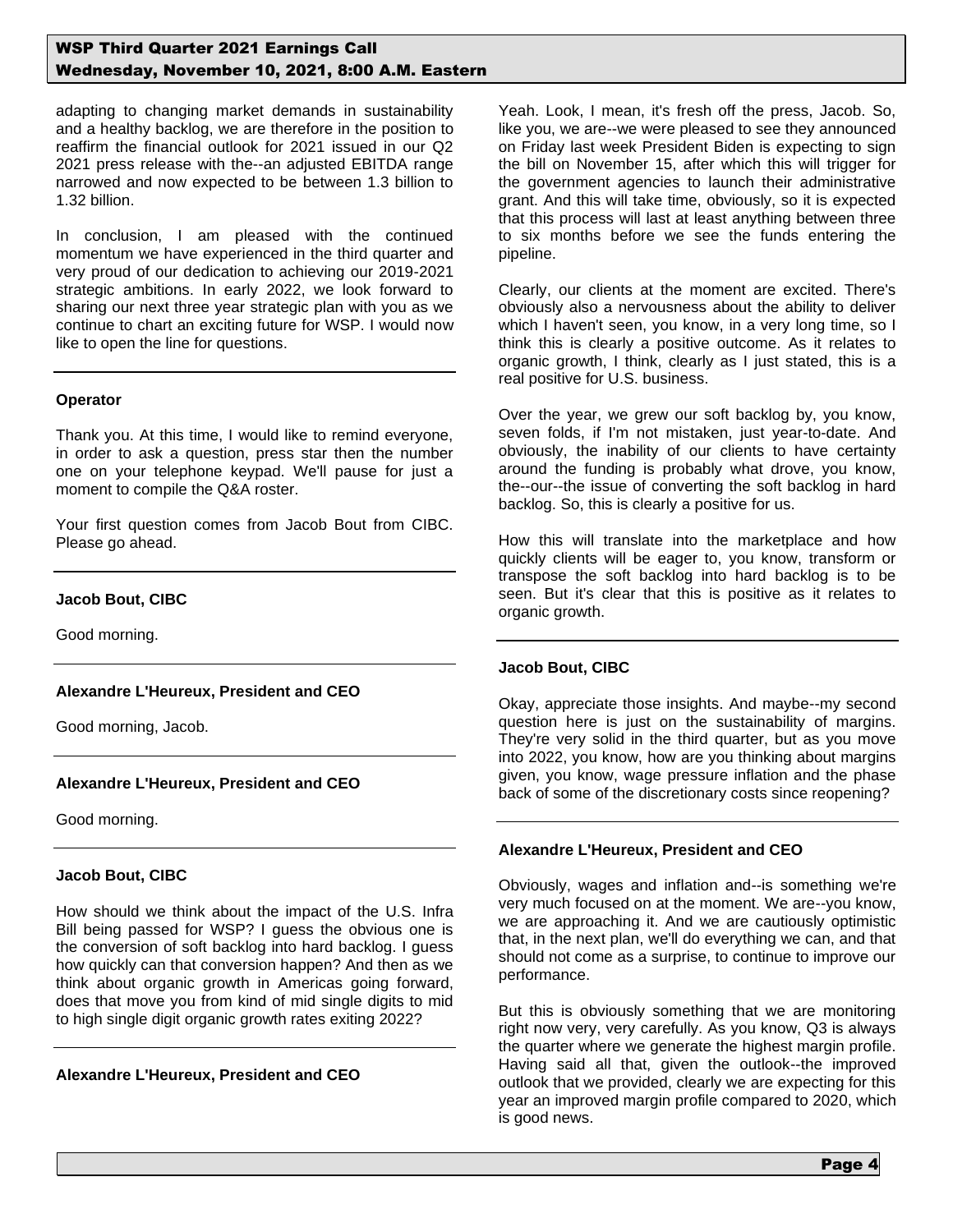adapting to changing market demands in sustainability and a healthy backlog, we are therefore in the position to reaffirm the financial outlook for 2021 issued in our Q2 2021 press release with the--an adjusted EBITDA range narrowed and now expected to be between 1.3 billion to 1.32 billion.

In conclusion, I am pleased with the continued momentum we have experienced in the third quarter and very proud of our dedication to achieving our 2019-2021 strategic ambitions. In early 2022, we look forward to sharing our next three year strategic plan with you as we continue to chart an exciting future for WSP. I would now like to open the line for questions.

---

**Operator**

Thank you. At this time, I would like to remind everyone, in order to ask a question, press star then the number one on your telephone keypad. We'll pause for just a moment to compile the Q&A roster.

Your first question comes from Jacob Bout from CIBC. Please go ahead.

---

**Jacob Bout, CIBC**

Good morning.

---

**Alexandre L'Heureux, President and CEO**

Good morning, Jacob.

---

**Alexandre L'Heureux, President and CEO**

Good morning.

---

**Jacob Bout, CIBC**

How should we think about the impact of the U.S. Infra Bill being passed for WSP? I guess the obvious one is the conversion of soft backlog into hard backlog. I guess how quickly can that conversion happen? And then as we think about organic growth in Americas going forward, does that move you from kind of mid single digits to mid to high single digit organic growth rates exiting 2022?

---

**Alexandre L'Heureux, President and CEO**

Yeah. Look, I mean, it's fresh off the press, Jacob. So, like you, we are--we were pleased to see they announced on Friday last week President Biden is expecting to sign the bill on November 15, after which this will trigger for the government agencies to launch their administrative grant. And this will take time, obviously, so it is expected that this process will last at least anything between three to six months before we see the funds entering the pipeline.

Clearly, our clients at the moment are excited. There's obviously also a nervousness about the ability to deliver which I haven't seen, you know, in a very long time, so I think this is clearly a positive outcome. As it relates to organic growth, I think, clearly as I just stated, this is a real positive for U.S. business.

Over the year, we grew our soft backlog by, you know, seven folds, if I'm not mistaken, just year-to-date. And obviously, the inability of our clients to have certainty around the funding is probably what drove, you know, the--our--the issue of converting the soft backlog in hard backlog. So, this is clearly a positive for us.

How this will translate into the marketplace and how quickly clients will be eager to, you know, transform or transpose the soft backlog into hard backlog is to be seen. But it's clear that this is positive as it relates to organic growth.

---

**Jacob Bout, CIBC**

Okay, appreciate those insights. And maybe--my second question here is just on the sustainability of margins. They're very solid in the third quarter, but as you move into 2022, you know, how are you thinking about margins given, you know, wage pressure inflation and the phase back of some of the discretionary costs since reopening?

---

**Alexandre L'Heureux, President and CEO**

Obviously, wages and inflation and--is something we're very much focused on at the moment. We are--you know, we are approaching it. And we are cautiously optimistic that, in the next plan, we'll do everything we can, and that should not come as a surprise, to continue to improve our performance.

But this is obviously something that we are monitoring right now very, very carefully. As you know, Q3 is always the quarter where we generate the highest margin profile. Having said all that, given the outlook--the improved outlook that we provided, clearly we are expecting for this year an improved margin profile compared to 2020, which is good news.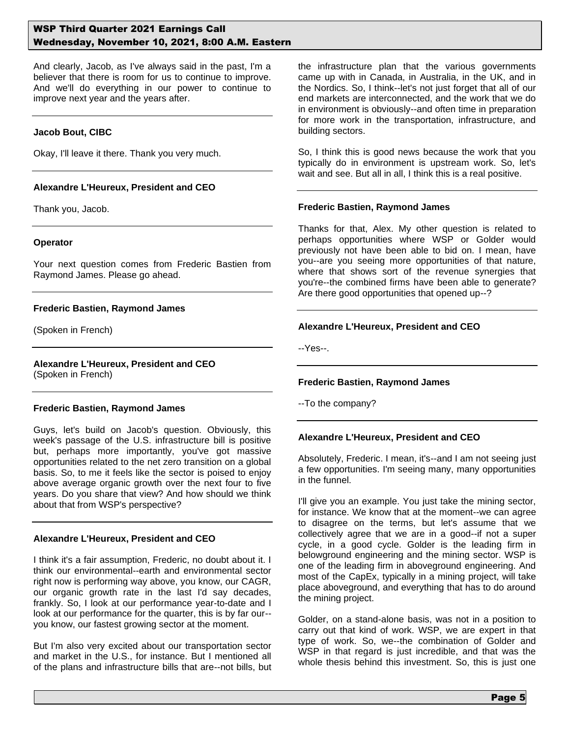And clearly, Jacob, as I've always said in the past, I'm a believer that there is room for us to continue to improve. And we'll do everything in our power to continue to improve next year and the years after.

**Jacob Bout, CIBC**

Okay, I'll leave it there. Thank you very much.

**Alexandre L'Heureux, President and CEO**

Thank you, Jacob.

**Operator**

Your next question comes from Frederic Bastien from Raymond James. Please go ahead.

**Frederic Bastien, Raymond James**

(Spoken in French)

**Alexandre L'Heureux, President and CEO**
(Spoken in French)

**Frederic Bastien, Raymond James**

Guys, let's build on Jacob's question. Obviously, this week's passage of the U.S. infrastructure bill is positive but, perhaps more importantly, you've got massive opportunities related to the net zero transition on a global basis. So, to me it feels like the sector is poised to enjoy above average organic growth over the next four to five years. Do you share that view? And how should we think about that from WSP's perspective?

**Alexandre L'Heureux, President and CEO**

I think it's a fair assumption, Frederic, no doubt about it. I think our environmental--earth and environmental sector right now is performing way above, you know, our CAGR, our organic growth rate in the last I'd say decades, frankly. So, I look at our performance year-to-date and I look at our performance for the quarter, this is by far our--you know, our fastest growing sector at the moment.

But I'm also very excited about our transportation sector and market in the U.S., for instance. But I mentioned all of the plans and infrastructure bills that are--not bills, but the infrastructure plan that the various governments came up with in Canada, in Australia, in the UK, and in the Nordics. So, I think--let's not just forget that all of our end markets are interconnected, and the work that we do in environment is obviously--and often time in preparation for more work in the transportation, infrastructure, and building sectors.

So, I think this is good news because the work that you typically do in environment is upstream work. So, let's wait and see. But all in all, I think this is a real positive.

**Frederic Bastien, Raymond James**

Thanks for that, Alex. My other question is related to perhaps opportunities where WSP or Golder would previously not have been able to bid on. I mean, have you--are you seeing more opportunities of that nature, where that shows sort of the revenue synergies that you're--the combined firms have been able to generate? Are there good opportunities that opened up--?

**Alexandre L'Heureux, President and CEO**

--Yes--.

**Frederic Bastien, Raymond James**

--To the company?

**Alexandre L'Heureux, President and CEO**

Absolutely, Frederic. I mean, it's--and I am not seeing just a few opportunities. I'm seeing many, many opportunities in the funnel.

I'll give you an example. You just take the mining sector, for instance. We know that at the moment--we can agree to disagree on the terms, but let's assume that we collectively agree that we are in a good--if not a super cycle, in a good cycle. Golder is the leading firm in belowground engineering and the mining sector. WSP is one of the leading firm in aboveground engineering. And most of the CapEx, typically in a mining project, will take place aboveground, and everything that has to do around the mining project.

Golder, on a stand-alone basis, was not in a position to carry out that kind of work. WSP, we are expert in that type of work. So, we--the combination of Golder and WSP in that regard is just incredible, and that was the whole thesis behind this investment. So, this is just one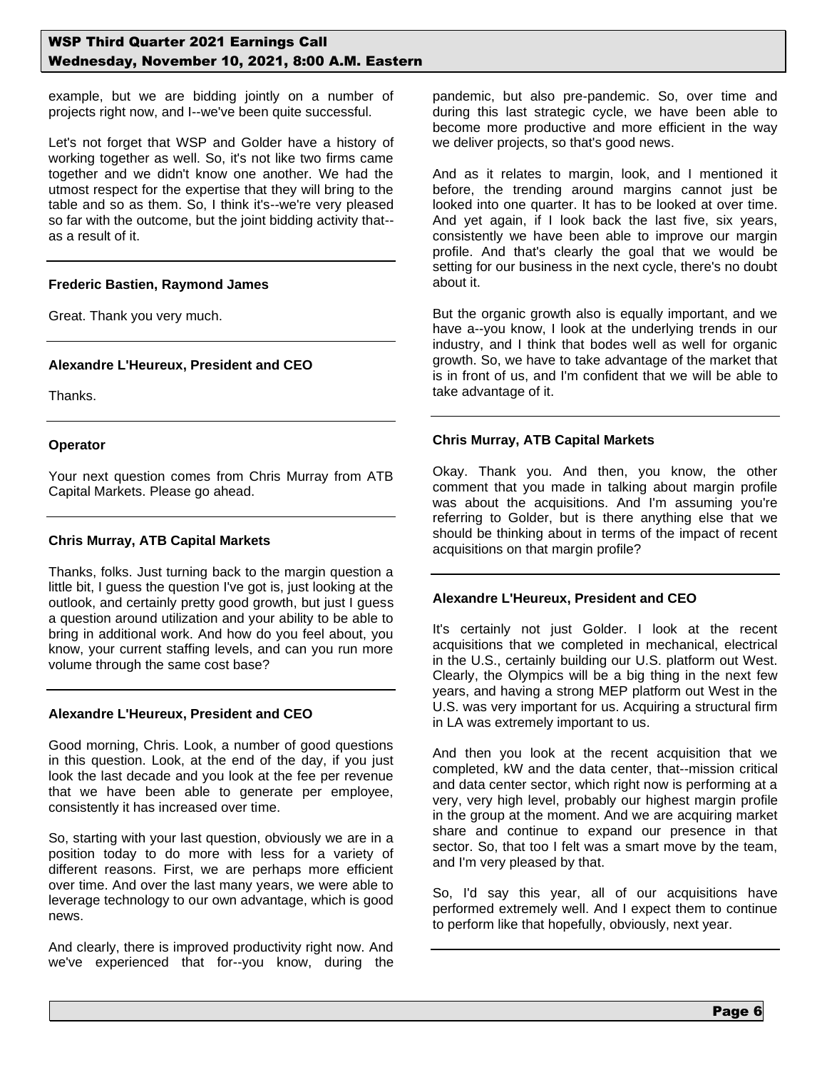example, but we are bidding jointly on a number of projects right now, and I--we've been quite successful.

Let's not forget that WSP and Golder have a history of working together as well. So, it's not like two firms came together and we didn't know one another. We had the utmost respect for the expertise that they will bring to the table and so as them. So, I think it's--we're very pleased so far with the outcome, but the joint bidding activity that--as a result of it.

**Frederic Bastien, Raymond James**

Great. Thank you very much.

**Alexandre L'Heureux, President and CEO**

Thanks.

**Operator**

Your next question comes from Chris Murray from ATB Capital Markets. Please go ahead.

**Chris Murray, ATB Capital Markets**

Thanks, folks. Just turning back to the margin question a little bit, I guess the question I've got is, just looking at the outlook, and certainly pretty good growth, but just I guess a question around utilization and your ability to be able to bring in additional work. And how do you feel about, you know, your current staffing levels, and can you run more volume through the same cost base?

**Alexandre L'Heureux, President and CEO**

Good morning, Chris. Look, a number of good questions in this question. Look, at the end of the day, if you just look the last decade and you look at the fee per revenue that we have been able to generate per employee, consistently it has increased over time.

So, starting with your last question, obviously we are in a position today to do more with less for a variety of different reasons. First, we are perhaps more efficient over time. And over the last many years, we were able to leverage technology to our own advantage, which is good news.

And clearly, there is improved productivity right now. And we've experienced that for--you know, during the pandemic, but also pre-pandemic. So, over time and during this last strategic cycle, we have been able to become more productive and more efficient in the way we deliver projects, so that's good news.

And as it relates to margin, look, and I mentioned it before, the trending around margins cannot just be looked into one quarter. It has to be looked at over time. And yet again, if I look back the last five, six years, consistently we have been able to improve our margin profile. And that's clearly the goal that we would be setting for our business in the next cycle, there's no doubt about it.

But the organic growth also is equally important, and we have a--you know, I look at the underlying trends in our industry, and I think that bodes well as well for organic growth. So, we have to take advantage of the market that is in front of us, and I'm confident that we will be able to take advantage of it.

**Chris Murray, ATB Capital Markets**

Okay. Thank you. And then, you know, the other comment that you made in talking about margin profile was about the acquisitions. And I'm assuming you're referring to Golder, but is there anything else that we should be thinking about in terms of the impact of recent acquisitions on that margin profile?

**Alexandre L'Heureux, President and CEO**

It's certainly not just Golder. I look at the recent acquisitions that we completed in mechanical, electrical in the U.S., certainly building our U.S. platform out West. Clearly, the Olympics will be a big thing in the next few years, and having a strong MEP platform out West in the U.S. was very important for us. Acquiring a structural firm in LA was extremely important to us.

And then you look at the recent acquisition that we completed, kW and the data center, that--mission critical and data center sector, which right now is performing at a very, very high level, probably our highest margin profile in the group at the moment. And we are acquiring market share and continue to expand our presence in that sector. So, that too I felt was a smart move by the team, and I'm very pleased by that.

So, I'd say this year, all of our acquisitions have performed extremely well. And I expect them to continue to perform like that hopefully, obviously, next year.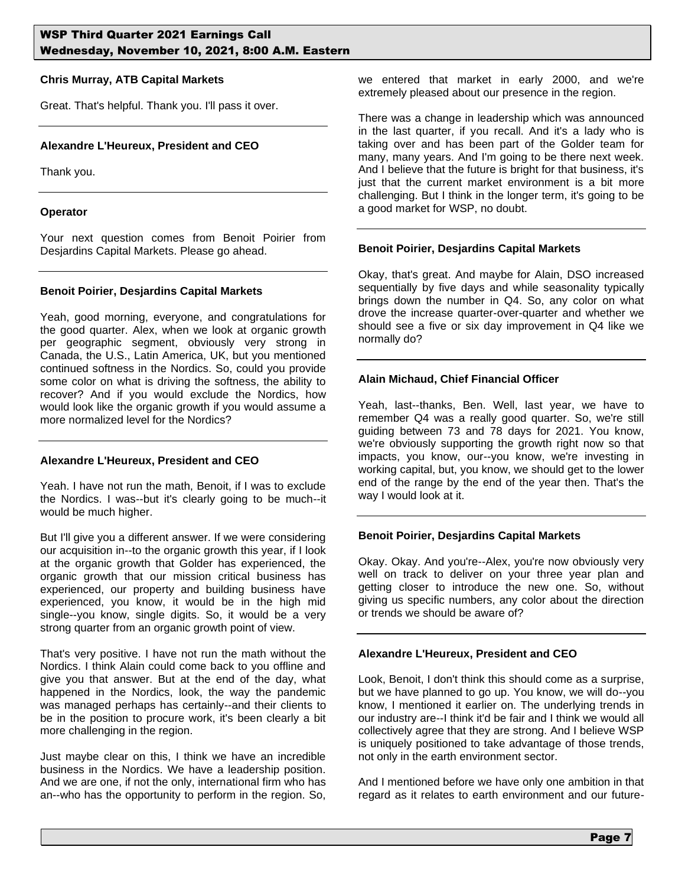**Chris Murray, ATB Capital Markets**

Great. That's helpful. Thank you. I'll pass it over.

---

**Alexandre L'Heureux, President and CEO**

Thank you.

---

**Operator**

Your next question comes from Benoit Poirier from Desjardins Capital Markets. Please go ahead.

---

**Benoit Poirier, Desjardins Capital Markets**

Yeah, good morning, everyone, and congratulations for the good quarter. Alex, when we look at organic growth per geographic segment, obviously very strong in Canada, the U.S., Latin America, UK, but you mentioned continued softness in the Nordics. So, could you provide some color on what is driving the softness, the ability to recover? And if you would exclude the Nordics, how would look like the organic growth if you would assume a more normalized level for the Nordics?

---

**Alexandre L'Heureux, President and CEO**

Yeah. I have not run the math, Benoit, if I was to exclude the Nordics. I was--but it's clearly going to be much--it would be much higher.

But I'll give you a different answer. If we were considering our acquisition in--to the organic growth this year, if I look at the organic growth that Golder has experienced, the organic growth that our mission critical business has experienced, our property and building business have experienced, you know, it would be in the high mid single--you know, single digits. So, it would be a very strong quarter from an organic growth point of view.

That's very positive. I have not run the math without the Nordics. I think Alain could come back to you offline and give you that answer. But at the end of the day, what happened in the Nordics, look, the way the pandemic was managed perhaps has certainly--and their clients to be in the position to procure work, it's been clearly a bit more challenging in the region.

Just maybe clear on this, I think we have an incredible business in the Nordics. We have a leadership position. And we are one, if not the only, international firm who has an--who has the opportunity to perform in the region. So, we entered that market in early 2000, and we're extremely pleased about our presence in the region.

There was a change in leadership which was announced in the last quarter, if you recall. And it's a lady who is taking over and has been part of the Golder team for many, many years. And I'm going to be there next week. And I believe that the future is bright for that business, it's just that the current market environment is a bit more challenging. But I think in the longer term, it's going to be a good market for WSP, no doubt.

---

**Benoit Poirier, Desjardins Capital Markets**

Okay, that's great. And maybe for Alain, DSO increased sequentially by five days and while seasonality typically brings down the number in Q4. So, any color on what drove the increase quarter-over-quarter and whether we should see a five or six day improvement in Q4 like we normally do?

---

**Alain Michaud, Chief Financial Officer**

Yeah, last--thanks, Ben. Well, last year, we have to remember Q4 was a really good quarter. So, we're still guiding between 73 and 78 days for 2021. You know, we're obviously supporting the growth right now so that impacts, you know, our--you know, we're investing in working capital, but, you know, we should get to the lower end of the range by the end of the year then. That's the way I would look at it.

---

**Benoit Poirier, Desjardins Capital Markets**

Okay. Okay. And you're--Alex, you're now obviously very well on track to deliver on your three year plan and getting closer to introduce the new one. So, without giving us specific numbers, any color about the direction or trends we should be aware of?

---

**Alexandre L'Heureux, President and CEO**

Look, Benoit, I don't think this should come as a surprise, but we have planned to go up. You know, we will do--you know, I mentioned it earlier on. The underlying trends in our industry are--I think it'd be fair and I think we would all collectively agree that they are strong. And I believe WSP is uniquely positioned to take advantage of those trends, not only in the earth environment sector.

And I mentioned before we have only one ambition in that regard as it relates to earth environment and our future-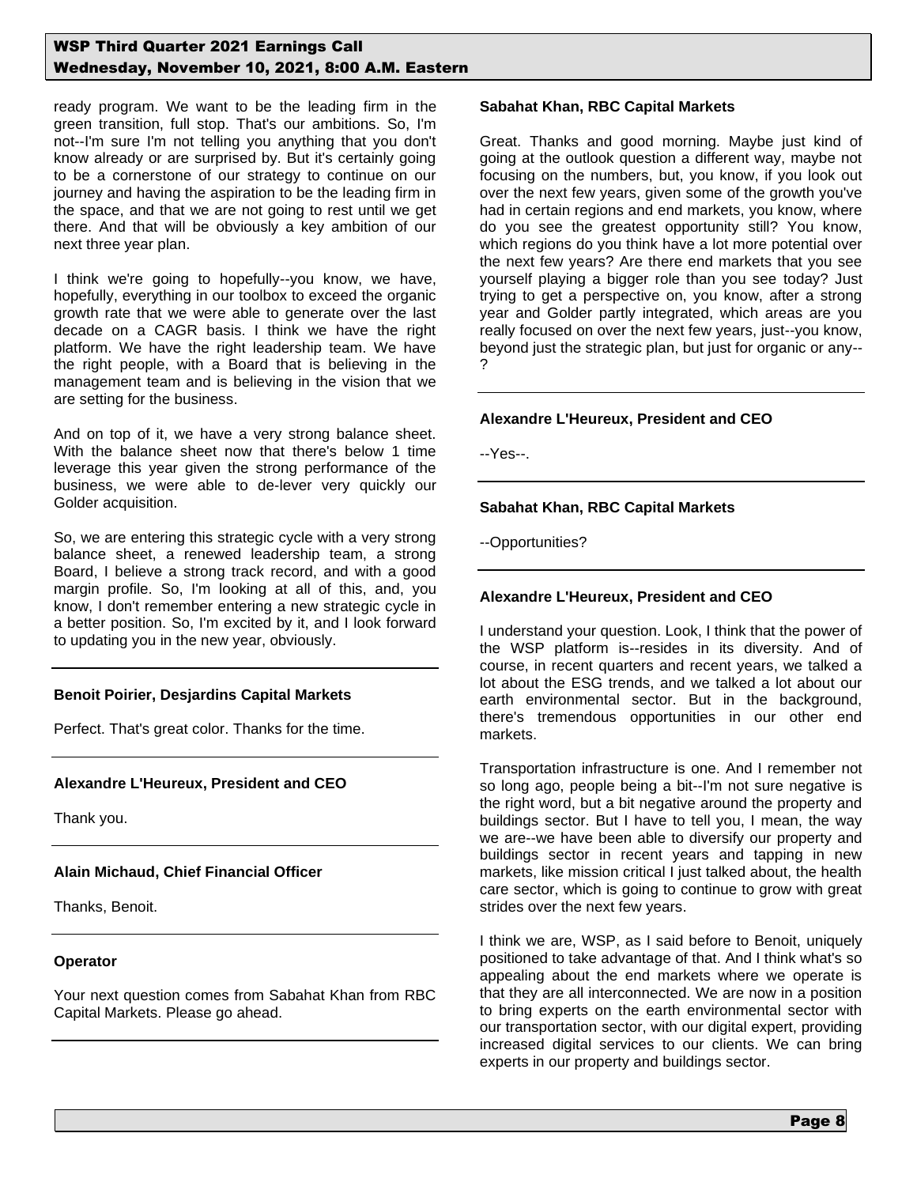ready program. We want to be the leading firm in the green transition, full stop. That's our ambitions. So, I'm not--I'm sure I'm not telling you anything that you don't know already or are surprised by. But it's certainly going to be a cornerstone of our strategy to continue on our journey and having the aspiration to be the leading firm in the space, and that we are not going to rest until we get there. And that will be obviously a key ambition of our next three year plan.

I think we're going to hopefully--you know, we have, hopefully, everything in our toolbox to exceed the organic growth rate that we were able to generate over the last decade on a CAGR basis. I think we have the right platform. We have the right leadership team. We have the right people, with a Board that is believing in the management team and is believing in the vision that we are setting for the business.

And on top of it, we have a very strong balance sheet. With the balance sheet now that there's below 1 time leverage this year given the strong performance of the business, we were able to de-lever very quickly our Golder acquisition.

So, we are entering this strategic cycle with a very strong balance sheet, a renewed leadership team, a strong Board, I believe a strong track record, and with a good margin profile. So, I'm looking at all of this, and, you know, I don't remember entering a new strategic cycle in a better position. So, I'm excited by it, and I look forward to updating you in the new year, obviously.

---

**Benoit Poirier, Desjardins Capital Markets**

Perfect. That's great color. Thanks for the time.

---

**Alexandre L'Heureux, President and CEO**

Thank you.

---

**Alain Michaud, Chief Financial Officer**

Thanks, Benoit.

---

**Operator**

Your next question comes from Sabahat Khan from RBC Capital Markets. Please go ahead.

---

**Sabahat Khan, RBC Capital Markets**

Great. Thanks and good morning. Maybe just kind of going at the outlook question a different way, maybe not focusing on the numbers, but, you know, if you look out over the next few years, given some of the growth you've had in certain regions and end markets, you know, where do you see the greatest opportunity still? You know, which regions do you think have a lot more potential over the next few years? Are there end markets that you see yourself playing a bigger role than you see today? Just trying to get a perspective on, you know, after a strong year and Golder partly integrated, which areas are you really focused on over the next few years, just--you know, beyond just the strategic plan, but just for organic or any--?

---

**Alexandre L'Heureux, President and CEO**

--Yes--.

---

**Sabahat Khan, RBC Capital Markets**

--Opportunities?

---

**Alexandre L'Heureux, President and CEO**

I understand your question. Look, I think that the power of the WSP platform is--resides in its diversity. And of course, in recent quarters and recent years, we talked a lot about the ESG trends, and we talked a lot about our earth environmental sector. But in the background, there's tremendous opportunities in our other end markets.

Transportation infrastructure is one. And I remember not so long ago, people being a bit--I'm not sure negative is the right word, but a bit negative around the property and buildings sector. But I have to tell you, I mean, the way we are--we have been able to diversify our property and buildings sector in recent years and tapping in new markets, like mission critical I just talked about, the health care sector, which is going to continue to grow with great strides over the next few years.

I think we are, WSP, as I said before to Benoit, uniquely positioned to take advantage of that. And I think what's so appealing about the end markets where we operate is that they are all interconnected. We are now in a position to bring experts on the earth environmental sector with our transportation sector, with our digital expert, providing increased digital services to our clients. We can bring experts in our property and buildings sector.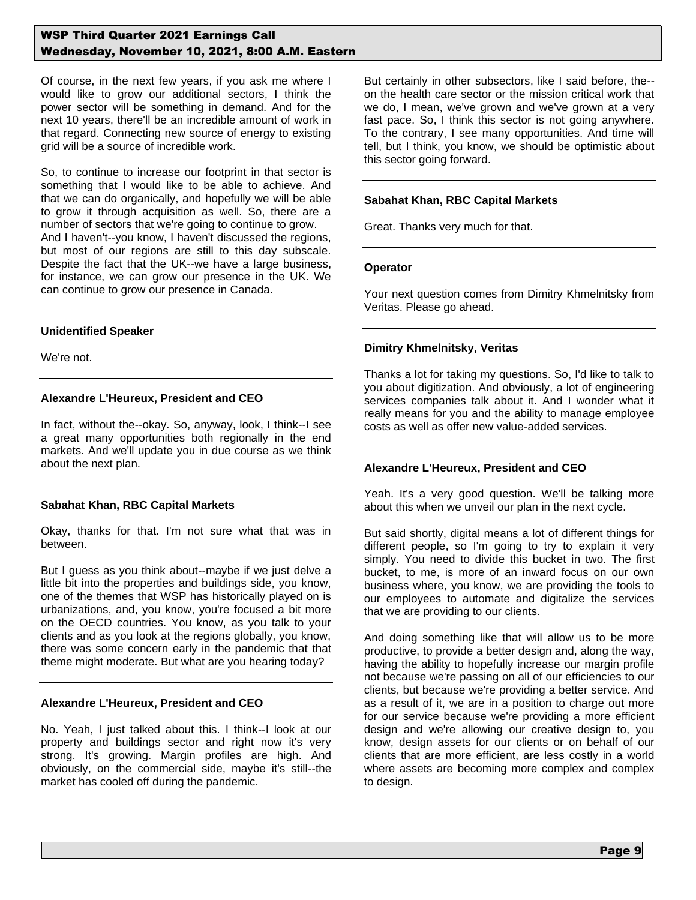Of course, in the next few years, if you ask me where I would like to grow our additional sectors, I think the power sector will be something in demand. And for the next 10 years, there'll be an incredible amount of work in that regard. Connecting new source of energy to existing grid will be a source of incredible work.

So, to continue to increase our footprint in that sector is something that I would like to be able to achieve. And that we can do organically, and hopefully we will be able to grow it through acquisition as well. So, there are a number of sectors that we're going to continue to grow. And I haven't--you know, I haven't discussed the regions, but most of our regions are still to this day subscale. Despite the fact that the UK--we have a large business, for instance, we can grow our presence in the UK. We can continue to grow our presence in Canada.

---

**Unidentified Speaker**

We're not.

---

**Alexandre L'Heureux, President and CEO**

In fact, without the--okay. So, anyway, look, I think--I see a great many opportunities both regionally in the end markets. And we'll update you in due course as we think about the next plan.

---

**Sabahat Khan, RBC Capital Markets**

Okay, thanks for that. I'm not sure what that was in between.

But I guess as you think about--maybe if we just delve a little bit into the properties and buildings side, you know, one of the themes that WSP has historically played on is urbanizations, and, you know, you're focused a bit more on the OECD countries. You know, as you talk to your clients and as you look at the regions globally, you know, there was some concern early in the pandemic that that theme might moderate. But what are you hearing today?

---

**Alexandre L'Heureux, President and CEO**

No. Yeah, I just talked about this. I think--I look at our property and buildings sector and right now it's very strong. It's growing. Margin profiles are high. And obviously, on the commercial side, maybe it's still--the market has cooled off during the pandemic.

But certainly in other subsectors, like I said before, the--on the health care sector or the mission critical work that we do, I mean, we've grown and we've grown at a very fast pace. So, I think this sector is not going anywhere. To the contrary, I see many opportunities. And time will tell, but I think, you know, we should be optimistic about this sector going forward.

---

**Sabahat Khan, RBC Capital Markets**

Great. Thanks very much for that.

---

**Operator**

Your next question comes from Dimitry Khmelnitsky from Veritas. Please go ahead.

---

**Dimitry Khmelnitsky, Veritas**

Thanks a lot for taking my questions. So, I'd like to talk to you about digitization. And obviously, a lot of engineering services companies talk about it. And I wonder what it really means for you and the ability to manage employee costs as well as offer new value-added services.

---

**Alexandre L'Heureux, President and CEO**

Yeah. It's a very good question. We'll be talking more about this when we unveil our plan in the next cycle.

But said shortly, digital means a lot of different things for different people, so I'm going to try to explain it very simply. You need to divide this bucket in two. The first bucket, to me, is more of an inward focus on our own business where, you know, we are providing the tools to our employees to automate and digitalize the services that we are providing to our clients.

And doing something like that will allow us to be more productive, to provide a better design and, along the way, having the ability to hopefully increase our margin profile not because we're passing on all of our efficiencies to our clients, but because we're providing a better service. And as a result of it, we are in a position to charge out more for our service because we're providing a more efficient design and we're allowing our creative design to, you know, design assets for our clients or on behalf of our clients that are more efficient, are less costly in a world where assets are becoming more complex and complex to design.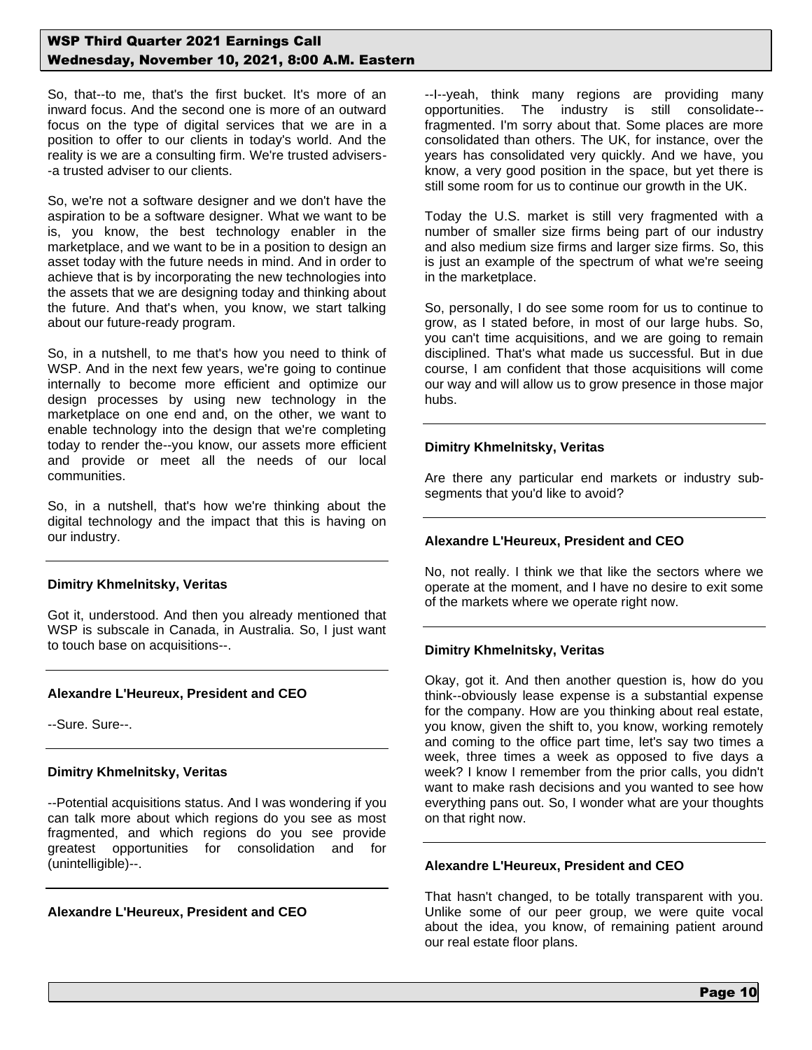So, that--to me, that's the first bucket. It's more of an inward focus. And the second one is more of an outward focus on the type of digital services that we are in a position to offer to our clients in today's world. And the reality is we are a consulting firm. We're trusted advisers--a trusted adviser to our clients.

So, we're not a software designer and we don't have the aspiration to be a software designer. What we want to be is, you know, the best technology enabler in the marketplace, and we want to be in a position to design an asset today with the future needs in mind. And in order to achieve that is by incorporating the new technologies into the assets that we are designing today and thinking about the future. And that's when, you know, we start talking about our future-ready program.

So, in a nutshell, to me that's how you need to think of WSP. And in the next few years, we're going to continue internally to become more efficient and optimize our design processes by using new technology in the marketplace on one end and, on the other, we want to enable technology into the design that we're completing today to render the--you know, our assets more efficient and provide or meet all the needs of our local communities.

So, in a nutshell, that's how we're thinking about the digital technology and the impact that this is having on our industry.

---

**Dimitry Khmelnitsky, Veritas**

Got it, understood. And then you already mentioned that WSP is subscale in Canada, in Australia. So, I just want to touch base on acquisitions--.

---

**Alexandre L'Heureux, President and CEO**

--Sure. Sure--.

---

**Dimitry Khmelnitsky, Veritas**

--Potential acquisitions status. And I was wondering if you can talk more about which regions do you see as most fragmented, and which regions do you see provide greatest opportunities for consolidation and for (unintelligible)--.

---

**Alexandre L'Heureux, President and CEO**

--I--yeah, think many regions are providing many opportunities. The industry is still consolidate--fragmented. I'm sorry about that. Some places are more consolidated than others. The UK, for instance, over the years has consolidated very quickly. And we have, you know, a very good position in the space, but yet there is still some room for us to continue our growth in the UK.

Today the U.S. market is still very fragmented with a number of smaller size firms being part of our industry and also medium size firms and larger size firms. So, this is just an example of the spectrum of what we're seeing in the marketplace.

So, personally, I do see some room for us to continue to grow, as I stated before, in most of our large hubs. So, you can't time acquisitions, and we are going to remain disciplined. That's what made us successful. But in due course, I am confident that those acquisitions will come our way and will allow us to grow presence in those major hubs.

---

**Dimitry Khmelnitsky, Veritas**

Are there any particular end markets or industry sub-segments that you'd like to avoid?

---

**Alexandre L'Heureux, President and CEO**

No, not really. I think we that like the sectors where we operate at the moment, and I have no desire to exit some of the markets where we operate right now.

---

**Dimitry Khmelnitsky, Veritas**

Okay, got it. And then another question is, how do you think--obviously lease expense is a substantial expense for the company. How are you thinking about real estate, you know, given the shift to, you know, working remotely and coming to the office part time, let's say two times a week, three times a week as opposed to five days a week? I know I remember from the prior calls, you didn't want to make rash decisions and you wanted to see how everything pans out. So, I wonder what are your thoughts on that right now.

---

**Alexandre L'Heureux, President and CEO**

That hasn't changed, to be totally transparent with you. Unlike some of our peer group, we were quite vocal about the idea, you know, of remaining patient around our real estate floor plans.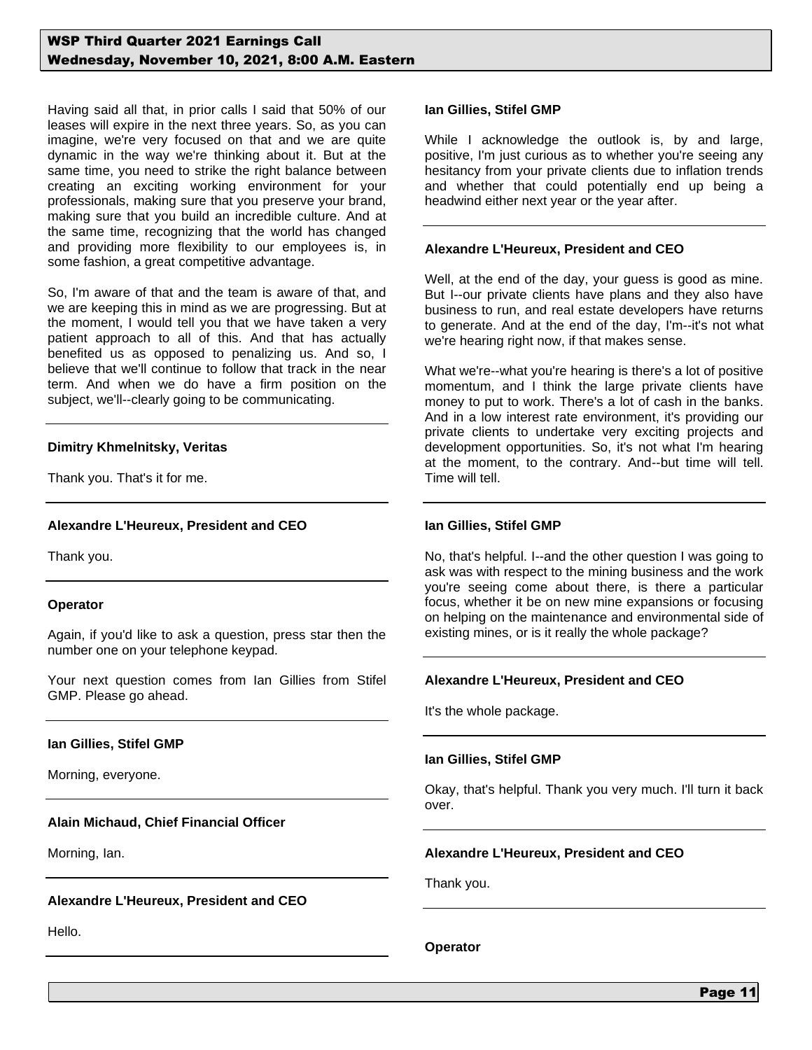Having said all that, in prior calls I said that 50% of our leases will expire in the next three years. So, as you can imagine, we're very focused on that and we are quite dynamic in the way we're thinking about it. But at the same time, you need to strike the right balance between creating an exciting working environment for your professionals, making sure that you preserve your brand, making sure that you build an incredible culture. And at the same time, recognizing that the world has changed and providing more flexibility to our employees is, in some fashion, a great competitive advantage.

So, I'm aware of that and the team is aware of that, and we are keeping this in mind as we are progressing. But at the moment, I would tell you that we have taken a very patient approach to all of this. And that has actually benefited us as opposed to penalizing us. And so, I believe that we'll continue to follow that track in the near term. And when we do have a firm position on the subject, we'll--clearly going to be communicating.

---

**Dimitry Khmelnitsky, Veritas**

Thank you. That's it for me.

---

**Alexandre L'Heureux, President and CEO**

Thank you.

---

**Operator**

Again, if you'd like to ask a question, press star then the number one on your telephone keypad.

Your next question comes from Ian Gillies from Stifel GMP. Please go ahead.

---

**Ian Gillies, Stifel GMP**

Morning, everyone.

---

**Alain Michaud, Chief Financial Officer**

Morning, Ian.

---

**Alexandre L'Heureux, President and CEO**

Hello.

---

**Ian Gillies, Stifel GMP**

While I acknowledge the outlook is, by and large, positive, I'm just curious as to whether you're seeing any hesitancy from your private clients due to inflation trends and whether that could potentially end up being a headwind either next year or the year after.

---

**Alexandre L'Heureux, President and CEO**

Well, at the end of the day, your guess is good as mine. But I--our private clients have plans and they also have business to run, and real estate developers have returns to generate. And at the end of the day, I'm--it's not what we're hearing right now, if that makes sense.

What we're--what you're hearing is there's a lot of positive momentum, and I think the large private clients have money to put to work. There's a lot of cash in the banks. And in a low interest rate environment, it's providing our private clients to undertake very exciting projects and development opportunities. So, it's not what I'm hearing at the moment, to the contrary. And--but time will tell. Time will tell.

---

**Ian Gillies, Stifel GMP**

No, that's helpful. I--and the other question I was going to ask was with respect to the mining business and the work you're seeing come about there, is there a particular focus, whether it be on new mine expansions or focusing on helping on the maintenance and environmental side of existing mines, or is it really the whole package?

---

**Alexandre L'Heureux, President and CEO**

It's the whole package.

---

**Ian Gillies, Stifel GMP**

Okay, that's helpful. Thank you very much. I'll turn it back over.

---

**Alexandre L'Heureux, President and CEO**

Thank you.

---

**Operator**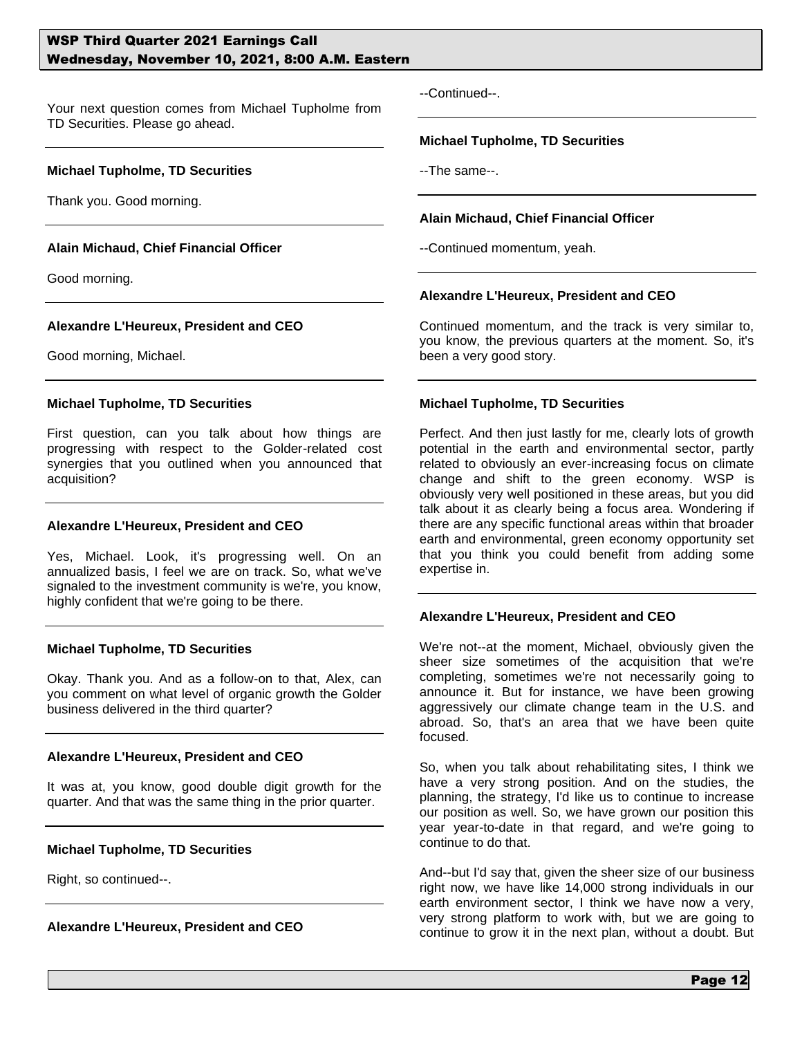Your next question comes from Michael Tupholme from TD Securities. Please go ahead.

---

**Michael Tupholme, TD Securities**

Thank you. Good morning.

---

**Alain Michaud, Chief Financial Officer**

Good morning.

---

**Alexandre L'Heureux, President and CEO**

Good morning, Michael.

---

**Michael Tupholme, TD Securities**

First question, can you talk about how things are progressing with respect to the Golder-related cost synergies that you outlined when you announced that acquisition?

---

**Alexandre L'Heureux, President and CEO**

Yes, Michael. Look, it's progressing well. On an annualized basis, I feel we are on track. So, what we've signaled to the investment community is we're, you know, highly confident that we're going to be there.

---

**Michael Tupholme, TD Securities**

Okay. Thank you. And as a follow-on to that, Alex, can you comment on what level of organic growth the Golder business delivered in the third quarter?

---

**Alexandre L'Heureux, President and CEO**

It was at, you know, good double digit growth for the quarter. And that was the same thing in the prior quarter.

---

**Michael Tupholme, TD Securities**

Right, so continued--.

---

**Alexandre L'Heureux, President and CEO**

--Continued--.

---

**Michael Tupholme, TD Securities**

--The same--.

---

**Alain Michaud, Chief Financial Officer**

--Continued momentum, yeah.

---

**Alexandre L'Heureux, President and CEO**

Continued momentum, and the track is very similar to, you know, the previous quarters at the moment. So, it's been a very good story.

---

**Michael Tupholme, TD Securities**

Perfect. And then just lastly for me, clearly lots of growth potential in the earth and environmental sector, partly related to obviously an ever-increasing focus on climate change and shift to the green economy. WSP is obviously very well positioned in these areas, but you did talk about it as clearly being a focus area. Wondering if there are any specific functional areas within that broader earth and environmental, green economy opportunity set that you think you could benefit from adding some expertise in.

---

**Alexandre L'Heureux, President and CEO**

We're not--at the moment, Michael, obviously given the sheer size sometimes of the acquisition that we're completing, sometimes we're not necessarily going to announce it. But for instance, we have been growing aggressively our climate change team in the U.S. and abroad. So, that's an area that we have been quite focused.

So, when you talk about rehabilitating sites, I think we have a very strong position. And on the studies, the planning, the strategy, I'd like us to continue to increase our position as well. So, we have grown our position this year year-to-date in that regard, and we're going to continue to do that.

And--but I'd say that, given the sheer size of our business right now, we have like 14,000 strong individuals in our earth environment sector, I think we have now a very, very strong platform to work with, but we are going to continue to grow it in the next plan, without a doubt. But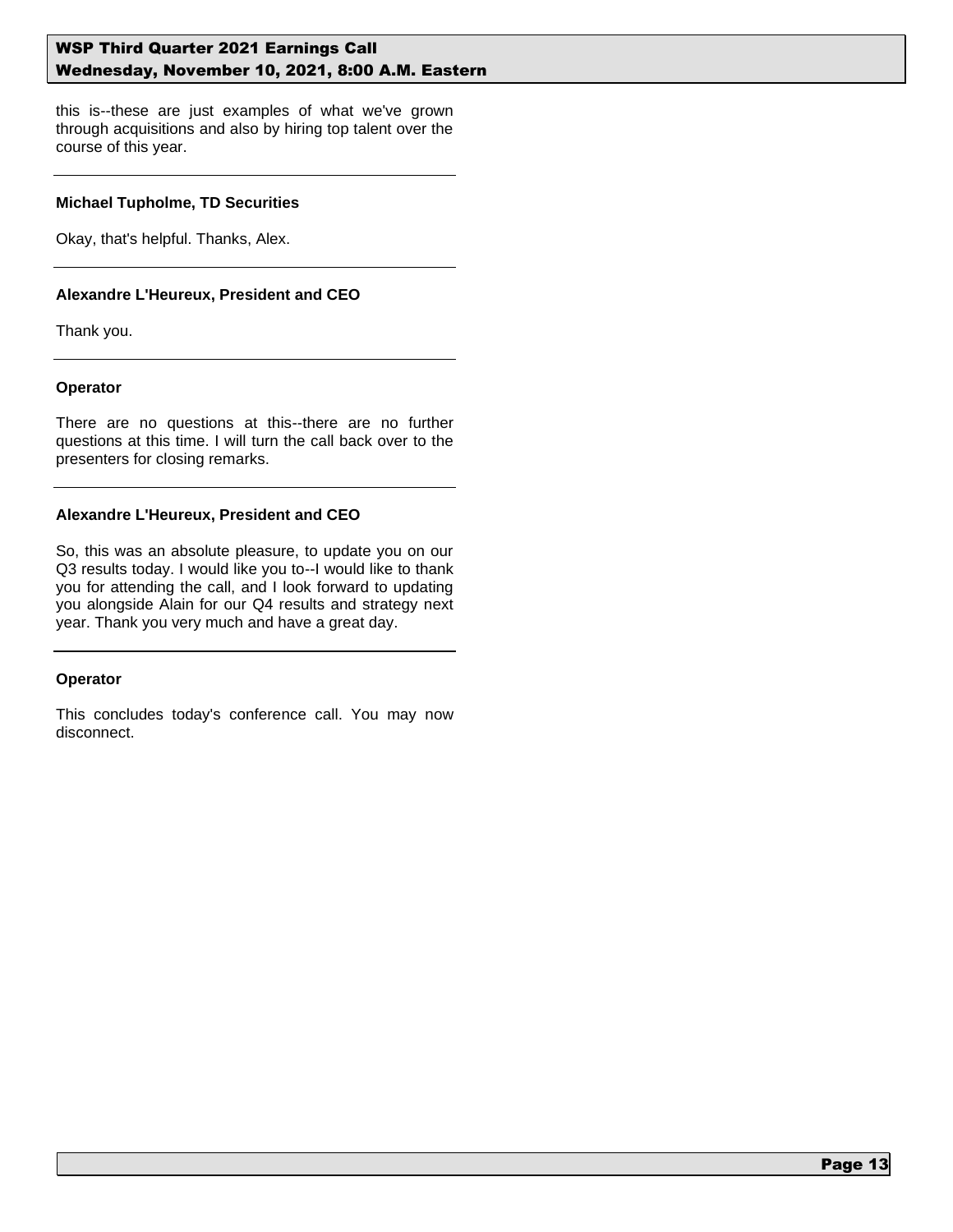this is--these are just examples of what we've grown through acquisitions and also by hiring top talent over the course of this year.

---

**Michael Tupholme, TD Securities**

Okay, that's helpful. Thanks, Alex.

---

**Alexandre L'Heureux, President and CEO**

Thank you.

---

**Operator**

There are no questions at this--there are no further questions at this time. I will turn the call back over to the presenters for closing remarks.

---

**Alexandre L'Heureux, President and CEO**

So, this was an absolute pleasure, to update you on our Q3 results today. I would like you to--I would like to thank you for attending the call, and I look forward to updating you alongside Alain for our Q4 results and strategy next year. Thank you very much and have a great day.

---

**Operator**

This concludes today's conference call. You may now disconnect.